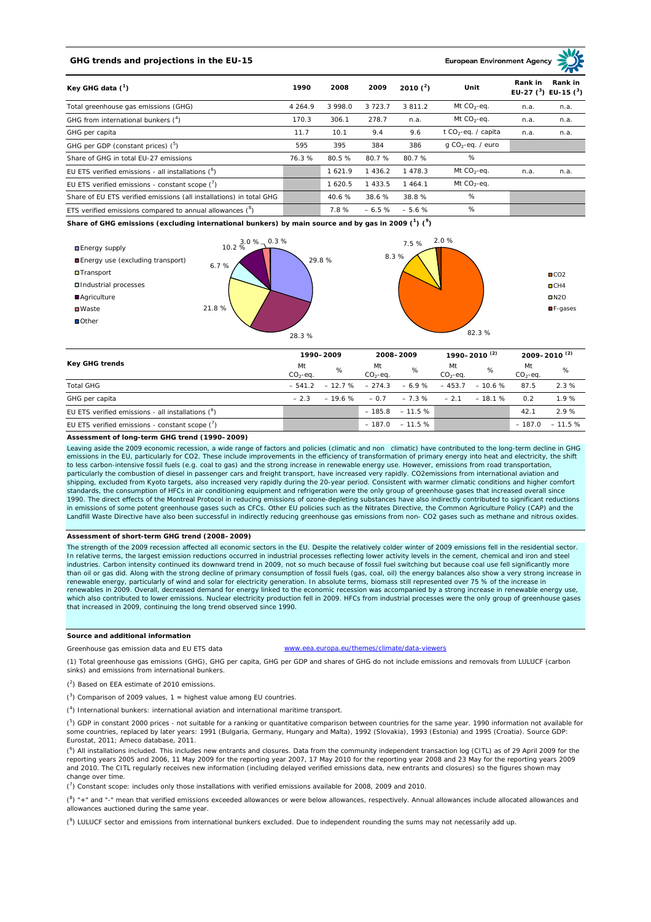## GHG trends and projections in the EU-15

European Environment Agency

| Key GHG data (1) | 1990 | 2008 | 2009 | 2010 (2) | Unit | Rank in EU-27 (3) | Rank in EU-15 (3) |
|---|---|---|---|---|---|---|---|
| Total greenhouse gas emissions (GHG) | 4 264.9 | 3 998.0 | 3 723.7 | 3 811.2 | Mt $CO_2$-eq. | n.a. | n.a. |
| GHG from international bunkers (4) | 170.3 | 306.1 | 278.7 | n.a. | Mt $CO_2$-eq. | n.a. | n.a. |
| GHG per capita | 11.7 | 10.1 | 9.4 | 9.6 | t $CO_2$-eq. / capita | n.a. | n.a. |
| GHG per GDP (constant prices) (5) | 595 | 395 | 384 | 386 | g $CO_2$-eq. / euro | | |
| Share of GHG in total EU-27 emissions | 76.3 % | 80.5 % | 80.7 % | 80.7 % | % | | |
| EU ETS verified emissions - all installations (6) | | 1 621.9 | 1 436.2 | 1 478.3 | Mt $CO_2$-eq. | n.a. | n.a. |
| EU ETS verified emissions - constant scope (7) | | 1 620.5 | 1 433.5 | 1 464.1 | Mt $CO_2$-eq. | | |
| Share of EU ETS verified emissions (all installations) in total GHG | | 40.6 % | 38.6 % | 38.8 % | % | | |
| ETS verified emissions compared to annual allowances (8) | | 7.8 % | – 6.5 % | – 5.6 % | % | | |

**Share of GHG emissions (excluding international bunkers) by main source and by gas in 2009 (1) (9)**

By main source: Energy supply 29.8 %; Energy use (excluding transport) 28.3 %; Transport 21.8 %; Industrial processes 6.7 %; Agriculture 10.2 %; Waste 3.0 %; Other 0.3 %

By gas: $CO_2$ 82.3 %; $CH_4$ 8.3 %; $N_2O$ 7.5 %; F-gases 2.0 %

| Key GHG trends | 1990–2009 | | 2008–2009 | | 1990–2010 (2) | | 2009–2010 (2) | |
|---|---|---|---|---|---|---|---|---|
| | Mt $CO_2$-eq. | % | Mt $CO_2$-eq. | % | Mt $CO_2$-eq. | % | Mt $CO_2$-eq. | % |
| Total GHG | – 541.2 | – 12.7 % | – 274.3 | – 6.9 % | – 453.7 | – 10.6 % | 87.5 | 2.3 % |
| GHG per capita | – 2.3 | – 19.6 % | – 0.7 | – 7.3 % | – 2.1 | – 18.1 % | 0.2 | 1.9 % |
| EU ETS verified emissions - all installations (6) | | | – 185.8 | – 11.5 % | | | 42.1 | 2.9 % |
| EU ETS verified emissions - constant scope (7) | | | – 187.0 | – 11.5 % | | | – 187.0 | – 11.5 % |

### Assessment of long-term GHG trend (1990–2009)

Leaving aside the 2009 economic recession, a wide range of factors and policies (climatic and non climatic) have contributed to the long-term decline in GHG emissions in the EU, particularly for CO2. These include improvements in the efficiency of transformation of primary energy into heat and electricity, the shift to less carbon-intensive fossil fuels (e.g. coal to gas) and the strong increase in renewable energy use. However, emissions from road transportation, particularly the combustion of diesel in passenger cars and freight transport, have increased very rapidly. CO2emissions from international aviation and shipping, excluded from Kyoto targets, also increased very rapidly during the 20-year period. Consistent with warmer climatic conditions and higher comfort standards, the consumption of HFCs in air conditioning equipment and refrigeration were the only group of greenhouse gases that increased overall since 1990. The direct effects of the Montreal Protocol in reducing emissions of ozone-depleting substances have also indirectly contributed to significant reductions in emissions of some potent greenhouse gases such as CFCs. Other EU policies such as the Nitrates Directive, the Common Agriculture Policy (CAP) and the Landfill Waste Directive have also been successful in indirectly reducing greenhouse gas emissions from non- CO2 gases such as methane and nitrous oxides.

### Assessment of short-term GHG trend (2008–2009)

The strength of the 2009 recession affected all economic sectors in the EU. Despite the relatively colder winter of 2009 emissions fell in the residential sector. In relative terms, the largest emission reductions occurred in industrial processes reflecting lower activity levels in the cement, chemical and iron and steel industries. Carbon intensity continued its downward trend in 2009, not so much because of fossil fuel switching but because coal use fell significantly more than oil or gas did. Along with the strong decline of primary consumption of fossil fuels (gas, coal, oil) the energy balances also show a very strong increase in renewable energy, particularly of wind and solar for electricity generation. In absolute terms, biomass still represented over 75 % of the increase in renewables in 2009. Overall, decreased demand for energy linked to the economic recession was accompanied by a strong increase in renewable energy use, which also contributed to lower emissions. Nuclear electricity production fell in 2009. HFCs from industrial processes were the only group of greenhouse gases that increased in 2009, continuing the long trend observed since 1990.

### Source and additional information

Greenhouse gas emission data and EU ETS data www.eea.europa.eu/themes/climate/data-viewers

(1) Total greenhouse gas emissions (GHG), GHG per capita, GHG per GDP and shares of GHG do not include emissions and removals from LULUCF (carbon sinks) and emissions from international bunkers.

(2) Based on EEA estimate of 2010 emissions.

(3) Comparison of 2009 values, 1 = highest value among EU countries.

(4) International bunkers: international aviation and international maritime transport.

(5) GDP in constant 2000 prices - not suitable for a ranking or quantitative comparison between countries for the same year. 1990 information not available for some countries, replaced by later years: 1991 (Bulgaria, Germany, Hungary and Malta), 1992 (Slovakia), 1993 (Estonia) and 1995 (Croatia). Source GDP: Eurostat, 2011; Ameco database, 2011.

(6) All installations included. This includes new entrants and closures. Data from the community independent transaction log (CITL) as of 29 April 2009 for the reporting years 2005 and 2006, 11 May 2009 for the reporting year 2007, 17 May 2010 for the reporting year 2008 and 23 May for the reporting years 2009 and 2010. The CITL regularly receives new information (including delayed verified emissions data, new entrants and closures) so the figures shown may change over time.

(7) Constant scope: includes only those installations with verified emissions available for 2008, 2009 and 2010.

(8) "+" and "-" mean that verified emissions exceeded allowances or were below allowances, respectively. Annual allowances include allocated allowances and allowances auctioned during the same year.

(9) LULUCF sector and emissions from international bunkers excluded. Due to independent rounding the sums may not necessarily add up.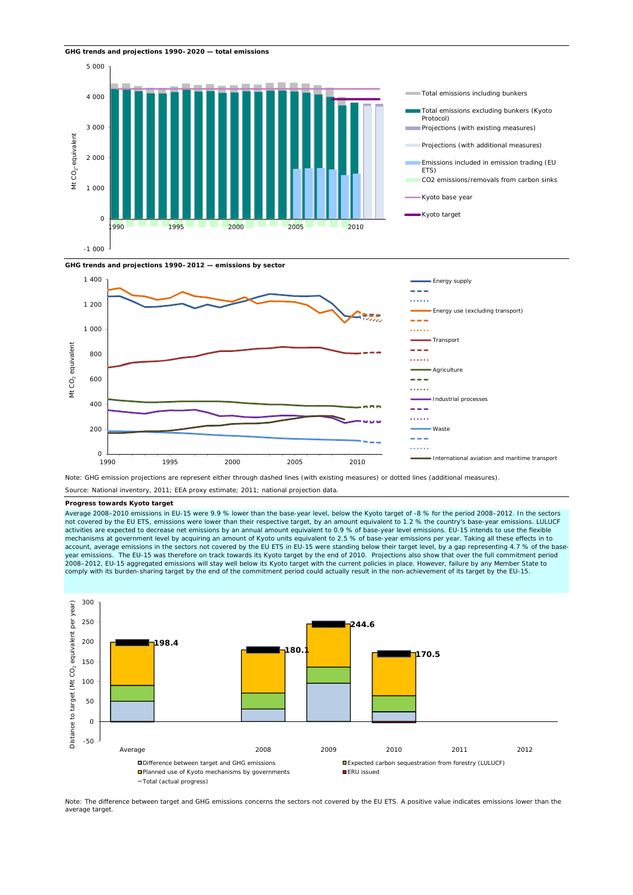**GHG trends and projections 1990–2020 — total emissions**

5 000
4 000
3 000
2 000
1 000
0
-1 000

Mt $CO_2$-equivalent

1990 1995 2000 2005 2010

Total emissions including bunkers
Total emissions excluding bunkers (Kyoto Protocol)
Projections (with existing measures)
Projections (with additional measures)
Emissions included in emission trading (EU ETS)
CO2 emissions/removals from carbon sinks
Kyoto base year
Kyoto target

**GHG trends and projections 1990–2012 — emissions by sector**

1 400
1 200
1 000
800
600
400
200
0

Mt $CO_2$ equivalent

1990 1995 2000 2005 2010

Energy supply
Energy use (excluding transport)
Transport
Agriculture
Industrial processes
Waste
International aviation and maritime transport

Note: GHG emission projections are represent either through dashed lines (with existing measures) or dotted lines (additional measures).

Source: National inventory, 2011; EEA proxy estimate; 2011; national projection data.

**Progress towards Kyoto target**

Average 2008–2010 emissions in EU-15 were 9.9 % lower than the base-year level, below the Kyoto target of -8 % for the period 2008–2012. In the sectors not covered by the EU ETS, emissions were lower than their respective target, by an amount equivalent to 1.2 % the country's base-year emissions. LULUCF activities are expected to decrease net emissions by an annual amount equivalent to 0.9 % of base-year level emissions. EU-15 intends to use the flexible mechanisms at government level by acquiring an amount of Kyoto units equivalent to 2.5 % of base-year emissions per year. Taking all these effects in to account, average emissions in the sectors not covered by the EU ETS in EU-15 were standing below their target level, by a gap representing 4.7 % of the base-year emissions. The EU-15 was therefore on track towards its Kyoto target by the end of 2010. Projections also show that over the full commitment period 2008–2012, EU-15 aggregated emissions will stay well below its Kyoto target with the current policies in place. However, failure by any Member State to comply with its burden-sharing target by the end of the commitment period could actually result in the non-achievement of its target by the EU-15.

300
250
200
150
100
50
0
-50

Distance to target (Mt $CO_2$ equivalent per year)

198.4
180.1
244.6
170.5

Average 2008 2009 2010 2011 2012

Difference between target and GHG emissions
Expected carbon sequestration from forestry (LULUCF)
Planned use of Kyoto mechanisms by governments
ERU issued
Total (actual progress)

Note: The difference between target and GHG emissions concerns the sectors not covered by the EU ETS. A positive value indicates emissions lower than the average target.